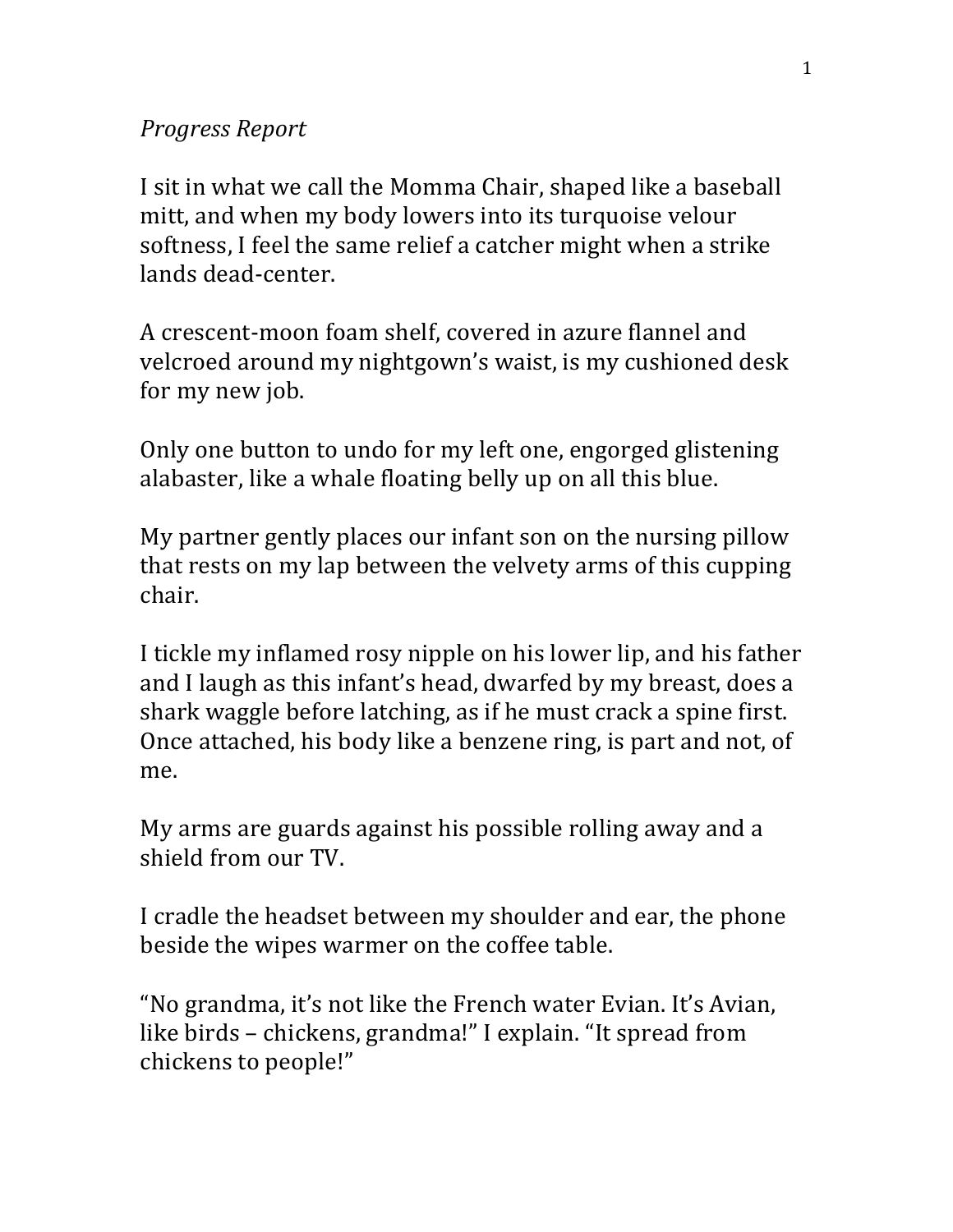*Progress Report*

I sit in what we call the Momma Chair, shaped like a baseball mitt, and when my body lowers into its turquoise velour softness, I feel the same relief a catcher might when a strike lands dead-center.

A crescent-moon foam shelf, covered in azure flannel and velcroed around my nightgown's waist, is my cushioned desk for my new job.

Only one button to undo for my left one, engorged glistening alabaster, like a whale floating belly up on all this blue.

My partner gently places our infant son on the nursing pillow that rests on my lap between the velvety arms of this cupping chair.

I tickle my inflamed rosy nipple on his lower lip, and his father and I laugh as this infant's head, dwarfed by my breast, does a shark waggle before latching, as if he must crack a spine first. Once attached, his body like a benzene ring, is part and not, of me.

My arms are guards against his possible rolling away and a shield from our TV.

I cradle the headset between my shoulder and ear, the phone beside the wipes warmer on the coffee table.

"No grandma, it's not like the French water Evian. It's Avian, like birds – chickens, grandma!" I explain. "It spread from chickens to people!"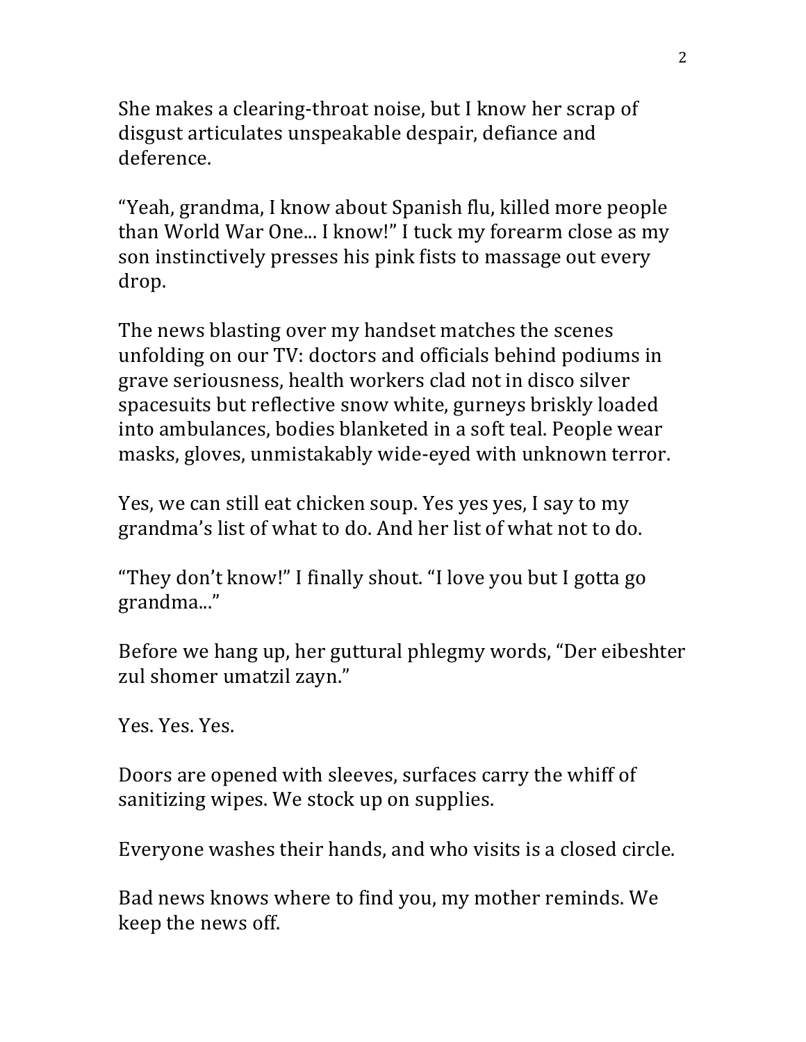She makes a clearing-throat noise, but I know her scrap of disgust articulates unspeakable despair, defiance and deference.

“Yeah, grandma, I know about Spanish flu, killed more people than World War One... I know!” I tuck my forearm close as my son instinctively presses his pink fists to massage out every drop.

The news blasting over my handset matches the scenes unfolding on our TV: doctors and officials behind podiums in grave seriousness, health workers clad not in disco silver spacesuits but reflective snow white, gurneys briskly loaded into ambulances, bodies blanketed in a soft teal. People wear masks, gloves, unmistakably wide-eyed with unknown terror.

Yes, we can still eat chicken soup. Yes yes yes, I say to my grandma’s list of what to do. And her list of what not to do.

“They don’t know!” I finally shout. “I love you but I gotta go grandma...”

Before we hang up, her guttural phlegmy words, “Der eibeshter zul shomer umatzil zayn.”

Yes. Yes. Yes.

Doors are opened with sleeves, surfaces carry the whiff of sanitizing wipes. We stock up on supplies.

Everyone washes their hands, and who visits is a closed circle.

Bad news knows where to find you, my mother reminds. We keep the news off.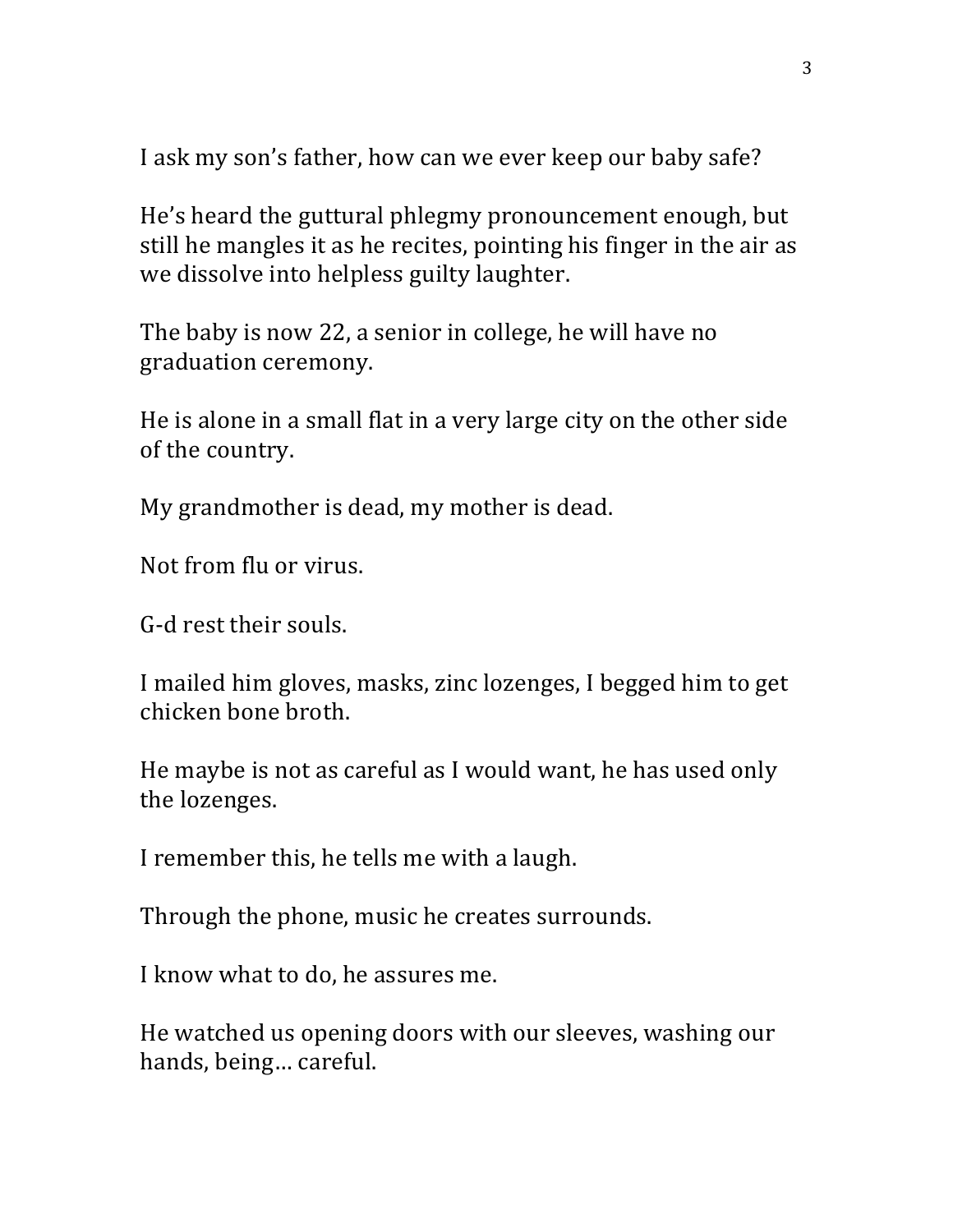I ask my son's father, how can we ever keep our baby safe?

He's heard the guttural phlegmy pronouncement enough, but still he mangles it as he recites, pointing his finger in the air as we dissolve into helpless guilty laughter.

The baby is now 22, a senior in college, he will have no graduation ceremony.

He is alone in a small flat in a very large city on the other side of the country.

My grandmother is dead, my mother is dead.

Not from flu or virus.

G-d rest their souls.

I mailed him gloves, masks, zinc lozenges, I begged him to get chicken bone broth.

He maybe is not as careful as I would want, he has used only the lozenges.

I remember this, he tells me with a laugh.

Through the phone, music he creates surrounds.

I know what to do, he assures me.

He watched us opening doors with our sleeves, washing our hands, being… careful.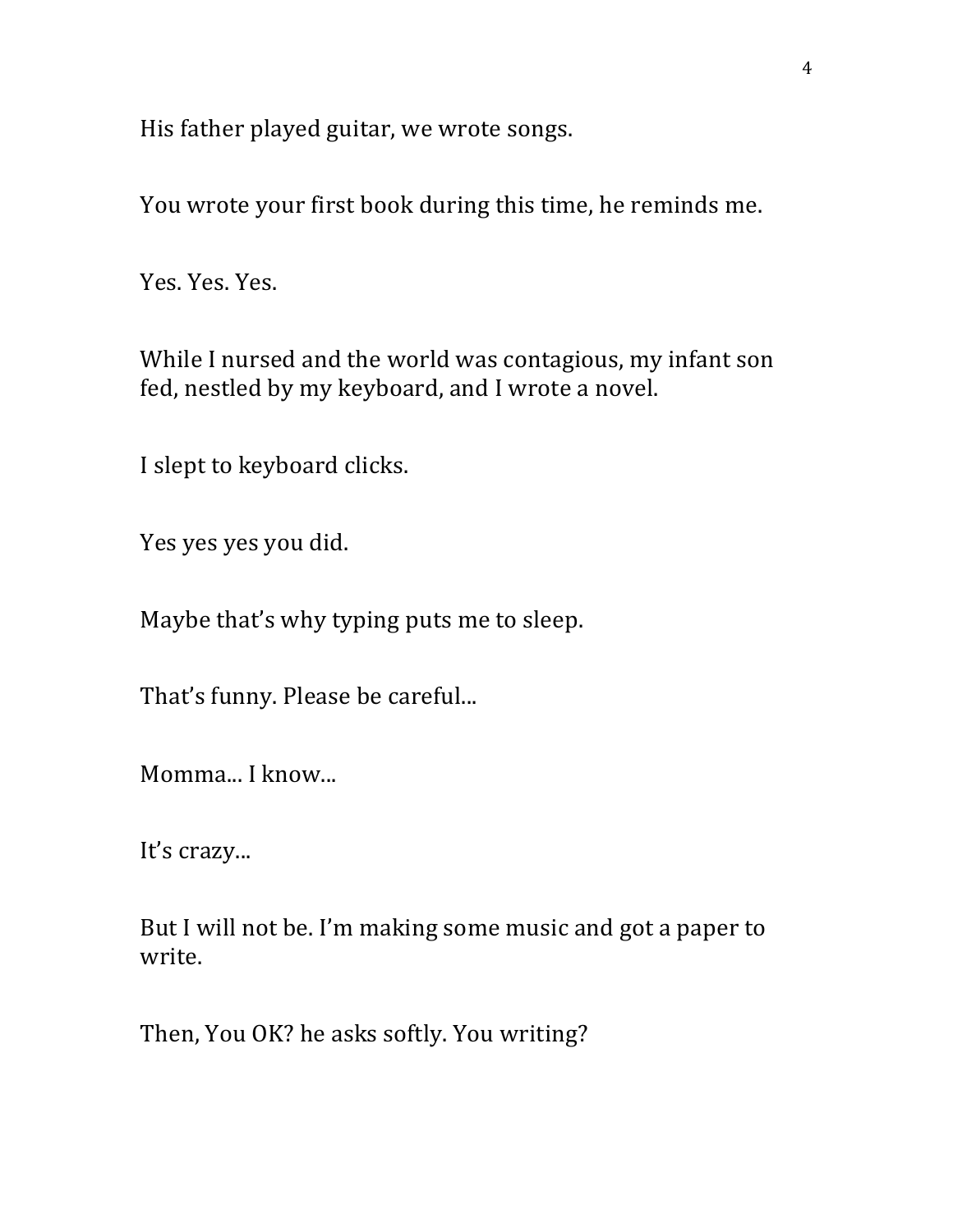His father played guitar, we wrote songs.

You wrote your first book during this time, he reminds me.

Yes. Yes. Yes.

While I nursed and the world was contagious, my infant son fed, nestled by my keyboard, and I wrote a novel.

I slept to keyboard clicks.

Yes yes yes you did.

Maybe that's why typing puts me to sleep.

That's funny. Please be careful...

Momma... I know...

It's crazy...

But I will not be. I'm making some music and got a paper to write.

Then, You OK? he asks softly. You writing?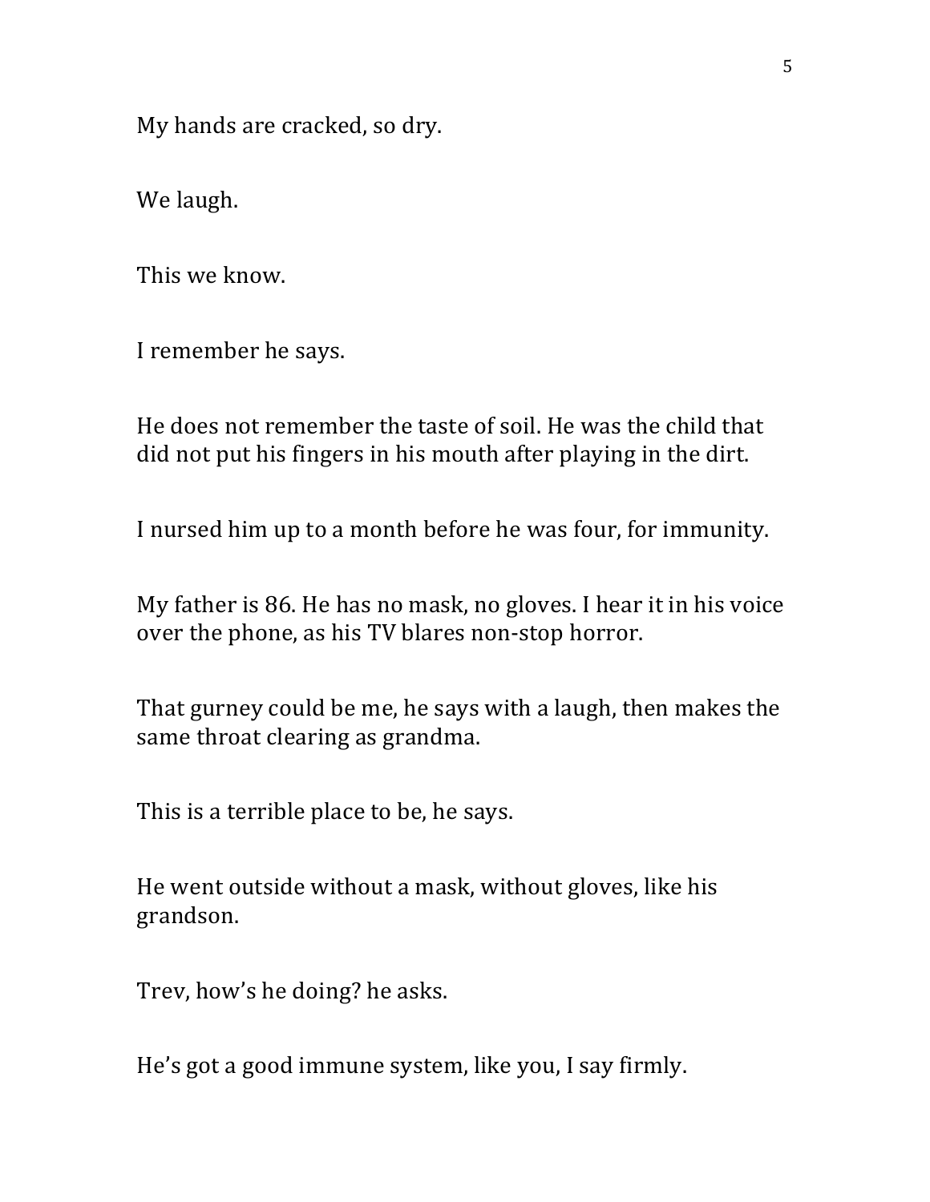My hands are cracked, so dry.

We laugh.

This we know.

I remember he says.

He does not remember the taste of soil. He was the child that did not put his fingers in his mouth after playing in the dirt.

I nursed him up to a month before he was four, for immunity.

My father is 86. He has no mask, no gloves. I hear it in his voice over the phone, as his TV blares non-stop horror.

That gurney could be me, he says with a laugh, then makes the same throat clearing as grandma.

This is a terrible place to be, he says.

He went outside without a mask, without gloves, like his grandson.

Trev, how's he doing? he asks.

He's got a good immune system, like you, I say firmly.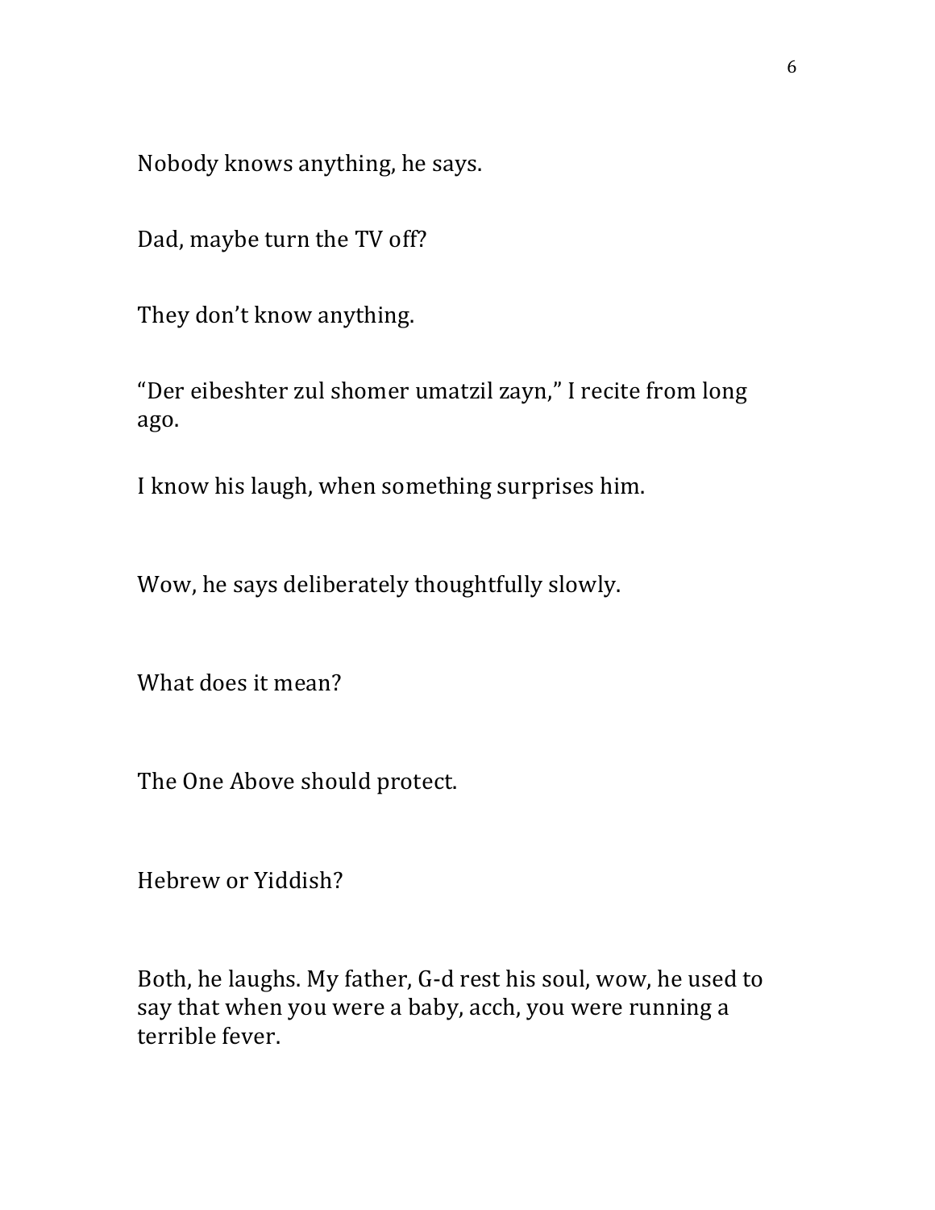Nobody knows anything, he says.

Dad, maybe turn the TV off?

They don't know anything.

"Der eibeshter zul shomer umatzil zayn," I recite from long ago.

I know his laugh, when something surprises him.

Wow, he says deliberately thoughtfully slowly.

What does it mean?

The One Above should protect.

Hebrew or Yiddish?

Both, he laughs. My father, G-d rest his soul, wow, he used to say that when you were a baby, acch, you were running a terrible fever.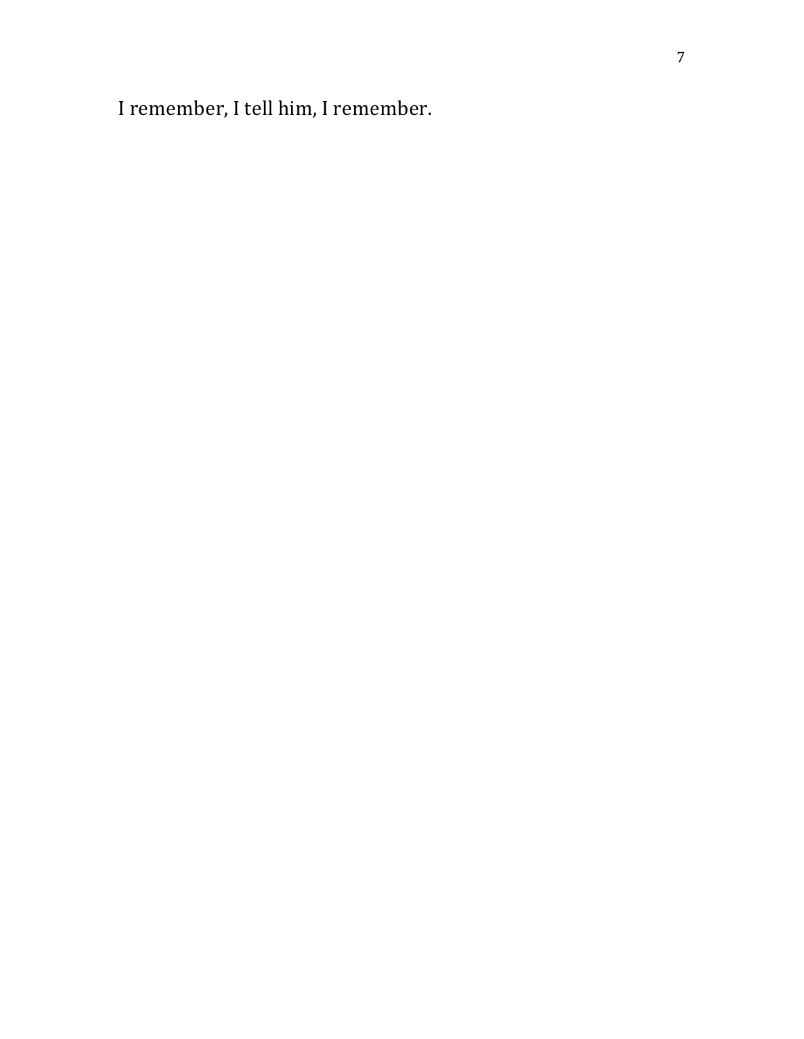I remember, I tell him, I remember.